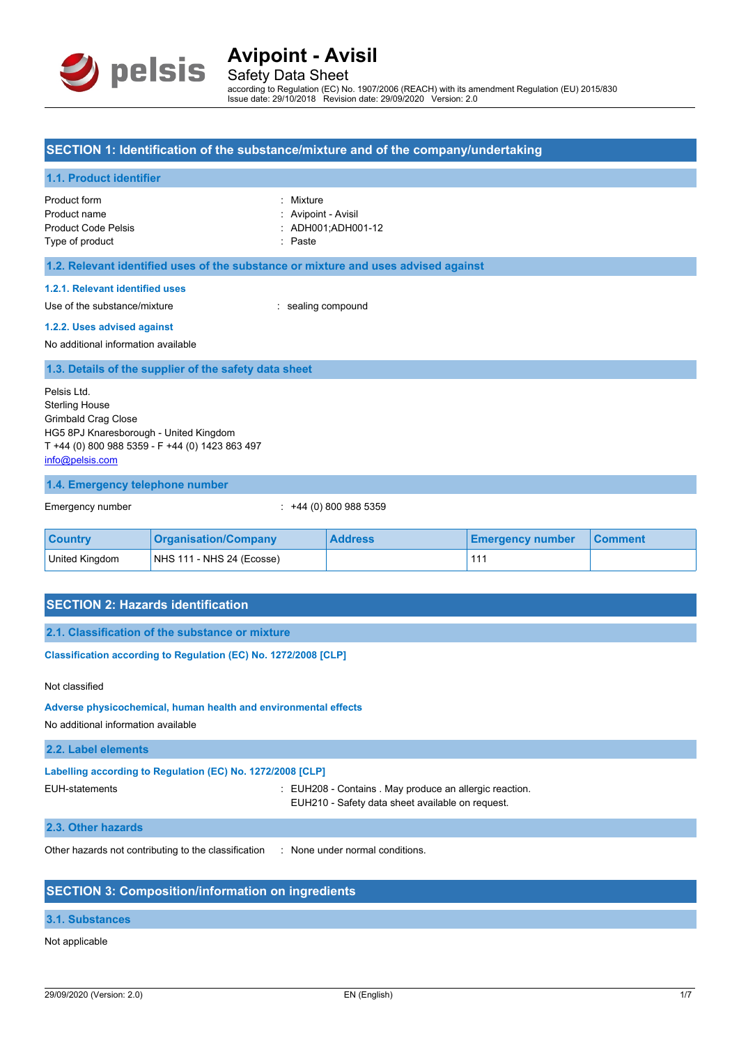# Avipoint - Avisil

Safety Data Sheet

according to Regulation (EC) No. 1907/2006 (REACH) with its amendment Regulation (EU) 2015/830
Issue date: 29/10/2018 Revision date: 29/09/2020 Version: 2.0

## SECTION 1: Identification of the substance/mixture and of the company/undertaking

### 1.1. Product identifier

Product form : Mixture
Product name : Avipoint - Avisil
Product Code Pelsis : ADH001;ADH001-12
Type of product : Paste

### 1.2. Relevant identified uses of the substance or mixture and uses advised against

#### 1.2.1. Relevant identified uses

Use of the substance/mixture : sealing compound

#### 1.2.2. Uses advised against

No additional information available

### 1.3. Details of the supplier of the safety data sheet

Pelsis Ltd.
Sterling House
Grimbald Crag Close
HG5 8PJ Knaresborough - United Kingdom
T +44 (0) 800 988 5359 - F +44 (0) 1423 863 497
info@pelsis.com

### 1.4. Emergency telephone number

Emergency number : +44 (0) 800 988 5359

| Country | Organisation/Company | Address | Emergency number | Comment |
|---|---|---|---|---|
| United Kingdom | NHS 111 - NHS 24 (Ecosse) | | 111 | |

## SECTION 2: Hazards identification

### 2.1. Classification of the substance or mixture

**Classification according to Regulation (EC) No. 1272/2008 [CLP]**

Not classified

**Adverse physicochemical, human health and environmental effects**

No additional information available

### 2.2. Label elements

**Labelling according to Regulation (EC) No. 1272/2008 [CLP]**

EUH-statements : EUH208 - Contains . May produce an allergic reaction.
EUH210 - Safety data sheet available on request.

### 2.3. Other hazards

Other hazards not contributing to the classification : None under normal conditions.

## SECTION 3: Composition/information on ingredients

### 3.1. Substances

Not applicable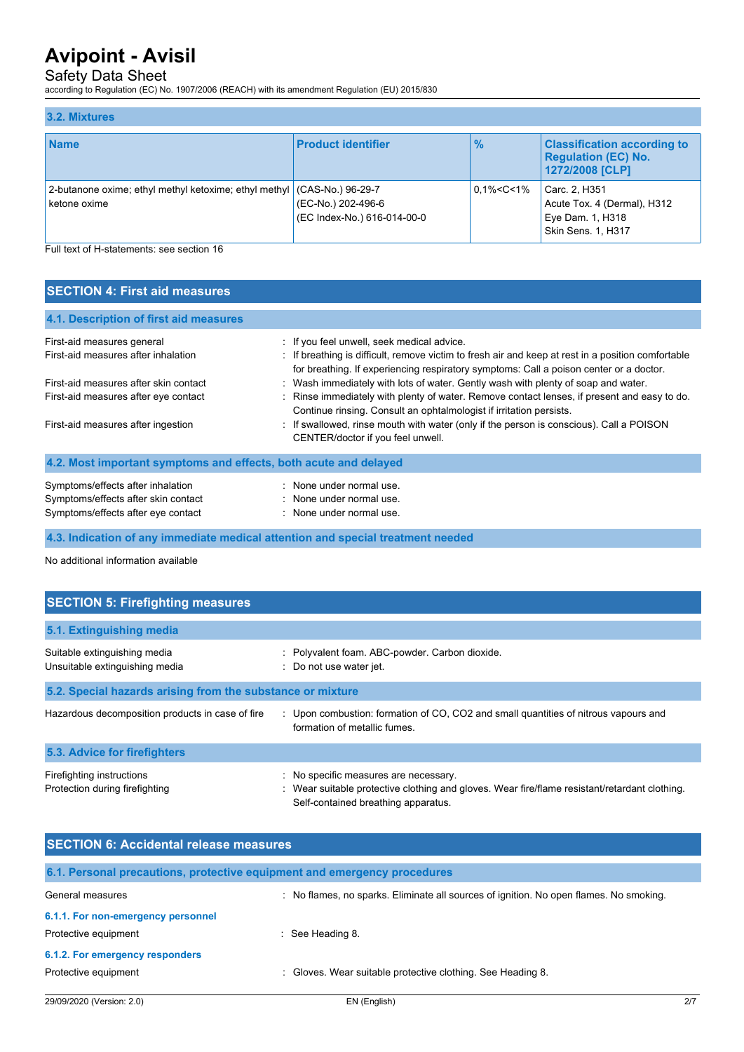### 3.2. Mixtures

| Name | Product identifier | % | Classification according to Regulation (EC) No. 1272/2008 [CLP] |
|---|---|---|---|
| 2-butanone oxime; ethyl methyl ketoxime; ethyl methyl ketone oxime | (CAS-No.) 96-29-7<br>(EC-No.) 202-496-6<br>(EC Index-No.) 616-014-00-0 | 0,1%<C<1% | Carc. 2, H351<br>Acute Tox. 4 (Dermal), H312<br>Eye Dam. 1, H318<br>Skin Sens. 1, H317 |

Full text of H-statements: see section 16

## SECTION 4: First aid measures

### 4.1. Description of first aid measures

First-aid measures general : If you feel unwell, seek medical advice.

First-aid measures after inhalation : If breathing is difficult, remove victim to fresh air and keep at rest in a position comfortable for breathing. If experiencing respiratory symptoms: Call a poison center or a doctor.

First-aid measures after skin contact : Wash immediately with lots of water. Gently wash with plenty of soap and water.

First-aid measures after eye contact : Rinse immediately with plenty of water. Remove contact lenses, if present and easy to do. Continue rinsing. Consult an ophtalmologist if irritation persists.

First-aid measures after ingestion : If swallowed, rinse mouth with water (only if the person is conscious). Call a POISON CENTER/doctor if you feel unwell.

### 4.2. Most important symptoms and effects, both acute and delayed

Symptoms/effects after inhalation : None under normal use.

Symptoms/effects after skin contact : None under normal use.

Symptoms/effects after eye contact : None under normal use.

### 4.3. Indication of any immediate medical attention and special treatment needed

No additional information available

## SECTION 5: Firefighting measures

### 5.1. Extinguishing media

Suitable extinguishing media : Polyvalent foam. ABC-powder. Carbon dioxide.

Unsuitable extinguishing media : Do not use water jet.

### 5.2. Special hazards arising from the substance or mixture

Hazardous decomposition products in case of fire : Upon combustion: formation of CO, $CO_2$ and small quantities of nitrous vapours and formation of metallic fumes.

### 5.3. Advice for firefighters

Firefighting instructions : No specific measures are necessary.

Protection during firefighting : Wear suitable protective clothing and gloves. Wear fire/flame resistant/retardant clothing. Self-contained breathing apparatus.

## SECTION 6: Accidental release measures

### 6.1. Personal precautions, protective equipment and emergency procedures

General measures : No flames, no sparks. Eliminate all sources of ignition. No open flames. No smoking.

#### 6.1.1. For non-emergency personnel

Protective equipment : See Heading 8.

#### 6.1.2. For emergency responders

Protective equipment : Gloves. Wear suitable protective clothing. See Heading 8.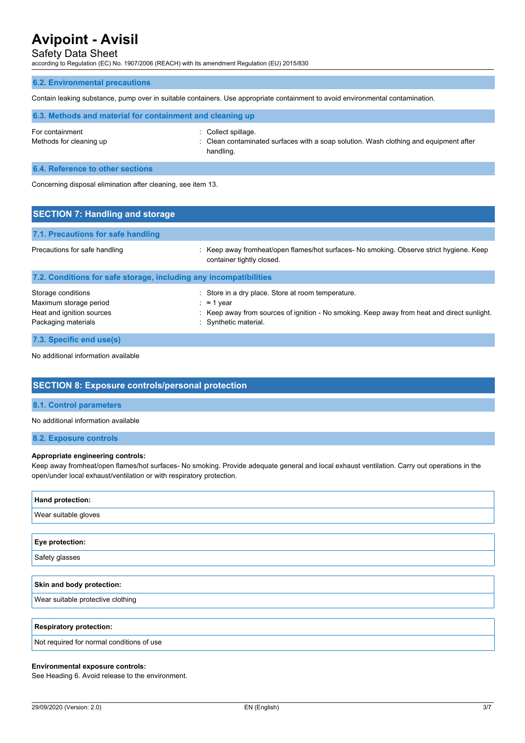### 6.2. Environmental precautions

Contain leaking substance, pump over in suitable containers. Use appropriate containment to avoid environmental contamination.

### 6.3. Methods and material for containment and cleaning up

| | |
|---|---|
| For containment | : Collect spillage. |
| Methods for cleaning up | : Clean contaminated surfaces with a soap solution. Wash clothing and equipment after handling. |

### 6.4. Reference to other sections

Concerning disposal elimination after cleaning, see item 13.

## SECTION 7: Handling and storage

### 7.1. Precautions for safe handling

| | |
|---|---|
| Precautions for safe handling | : Keep away fromheat/open flames/hot surfaces- No smoking. Observe strict hygiene. Keep container tightly closed. |

### 7.2. Conditions for safe storage, including any incompatibilities

| | |
|---|---|
| Storage conditions | : Store in a dry place. Store at room temperature. |
| Maximum storage period | : ≈ 1 year |
| Heat and ignition sources | : Keep away from sources of ignition - No smoking. Keep away from heat and direct sunlight. |
| Packaging materials | : Synthetic material. |

### 7.3. Specific end use(s)

No additional information available

## SECTION 8: Exposure controls/personal protection

### 8.1. Control parameters

No additional information available

### 8.2. Exposure controls

**Appropriate engineering controls:**

Keep away fromheat/open flames/hot surfaces- No smoking. Provide adequate general and local exhaust ventilation. Carry out operations in the open/under local exhaust/ventilation or with respiratory protection.

| **Hand protection:** |
|---|
| Wear suitable gloves |

| **Eye protection:** |
|---|
| Safety glasses |

| **Skin and body protection:** |
|---|
| Wear suitable protective clothing |

| **Respiratory protection:** |
|---|
| Not required for normal conditions of use |

**Environmental exposure controls:**

See Heading 6. Avoid release to the environment.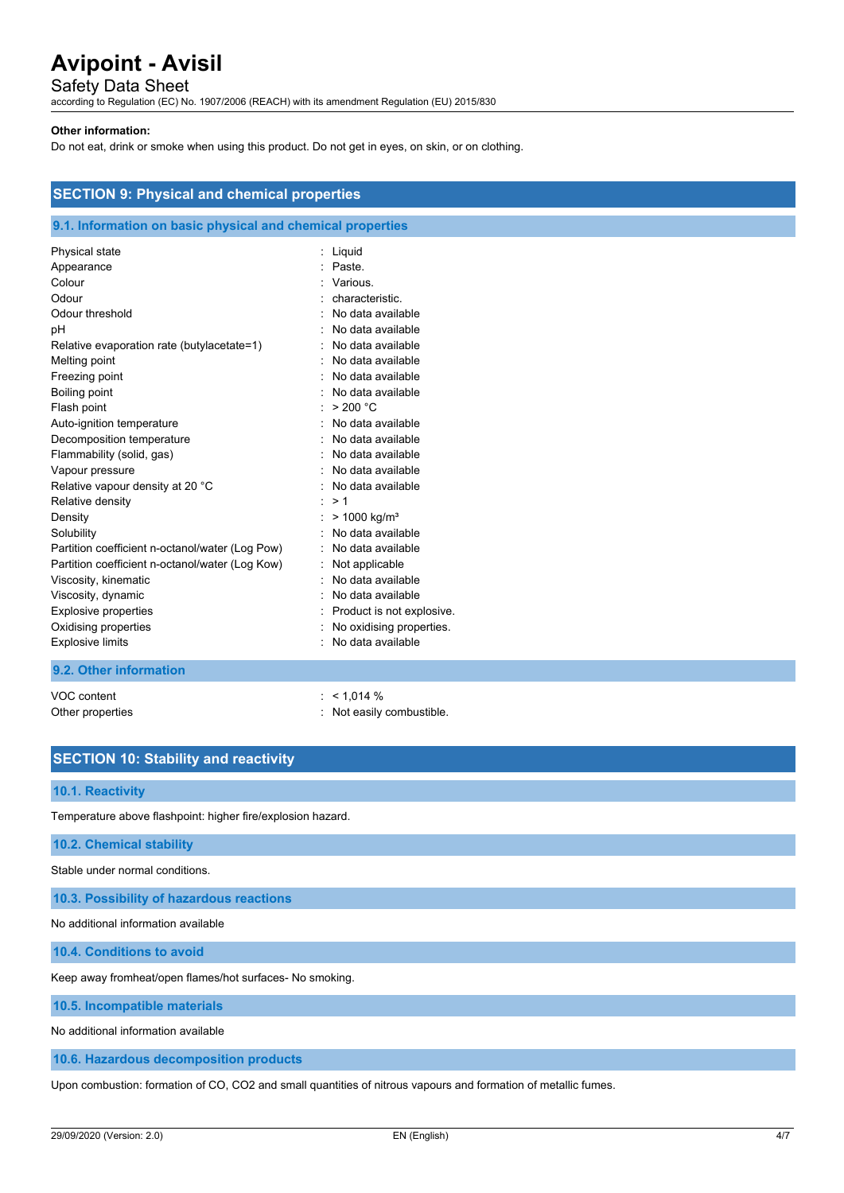**Other information:**

Do not eat, drink or smoke when using this product. Do not get in eyes, on skin, or on clothing.

## SECTION 9: Physical and chemical properties

### 9.1. Information on basic physical and chemical properties

| | |
|---|---|
| Physical state | : Liquid |
| Appearance | : Paste. |
| Colour | : Various. |
| Odour | : characteristic. |
| Odour threshold | : No data available |
| pH | : No data available |
| Relative evaporation rate (butylacetate=1) | : No data available |
| Melting point | : No data available |
| Freezing point | : No data available |
| Boiling point | : No data available |
| Flash point | : > 200 °C |
| Auto-ignition temperature | : No data available |
| Decomposition temperature | : No data available |
| Flammability (solid, gas) | : No data available |
| Vapour pressure | : No data available |
| Relative vapour density at 20 °C | : No data available |
| Relative density | : > 1 |
| Density | : > 1000 kg/m³ |
| Solubility | : No data available |
| Partition coefficient n-octanol/water (Log Pow) | : No data available |
| Partition coefficient n-octanol/water (Log Kow) | : Not applicable |
| Viscosity, kinematic | : No data available |
| Viscosity, dynamic | : No data available |
| Explosive properties | : Product is not explosive. |
| Oxidising properties | : No oxidising properties. |
| Explosive limits | : No data available |

### 9.2. Other information

| | |
|---|---|
| VOC content | : < 1,014 % |
| Other properties | : Not easily combustible. |

## SECTION 10: Stability and reactivity

### 10.1. Reactivity

Temperature above flashpoint: higher fire/explosion hazard.

### 10.2. Chemical stability

Stable under normal conditions.

### 10.3. Possibility of hazardous reactions

No additional information available

### 10.4. Conditions to avoid

Keep away fromheat/open flames/hot surfaces- No smoking.

### 10.5. Incompatible materials

No additional information available

### 10.6. Hazardous decomposition products

Upon combustion: formation of CO, $CO_2$ and small quantities of nitrous vapours and formation of metallic fumes.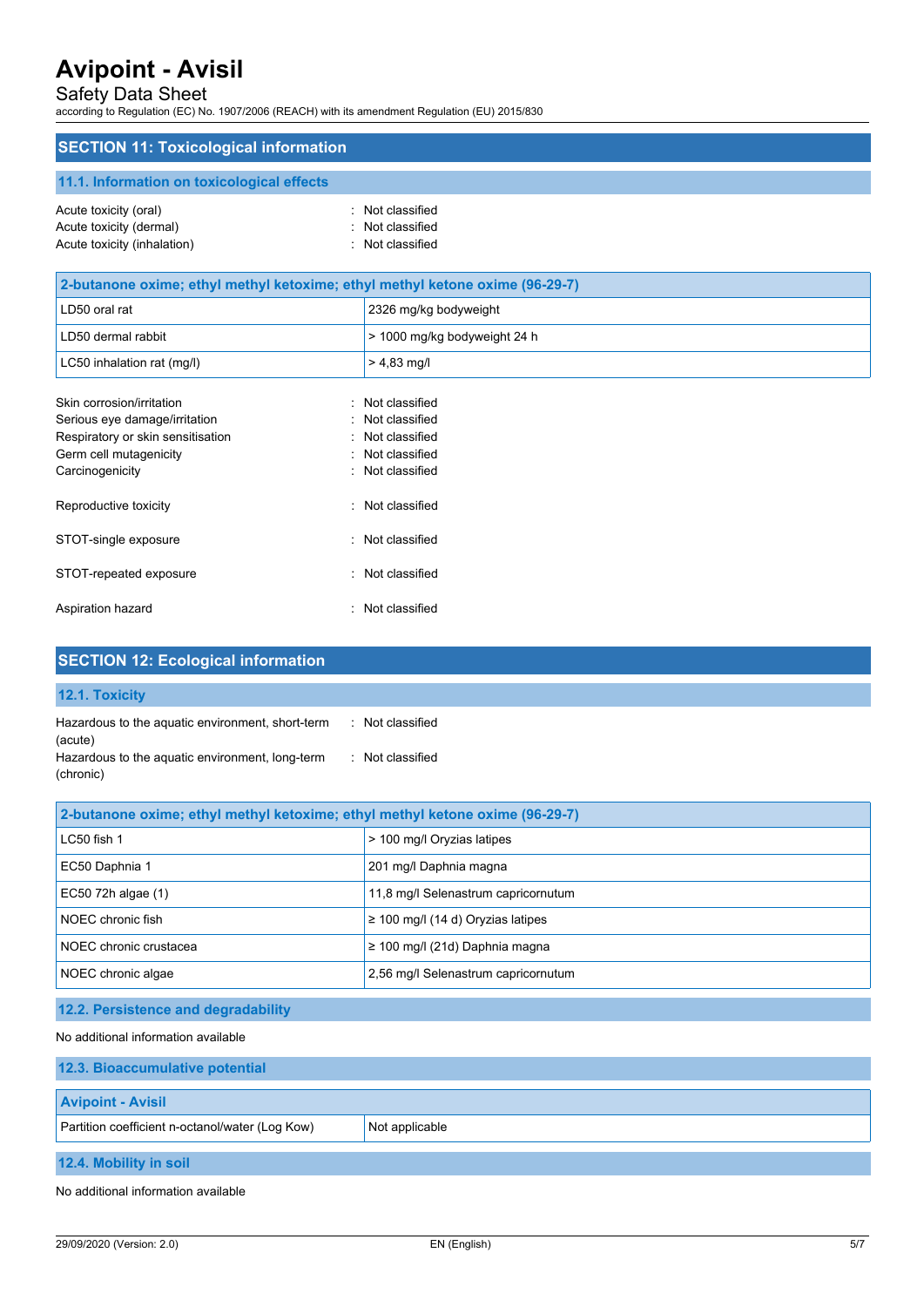## SECTION 11: Toxicological information

### 11.1. Information on toxicological effects

Acute toxicity (oral) : Not classified
Acute toxicity (dermal) : Not classified
Acute toxicity (inhalation) : Not classified

| 2-butanone oxime; ethyl methyl ketoxime; ethyl methyl ketone oxime (96-29-7) | |
|---|---|
| LD50 oral rat | 2326 mg/kg bodyweight |
| LD50 dermal rabbit | > 1000 mg/kg bodyweight 24 h |
| LC50 inhalation rat (mg/l) | > 4,83 mg/l |

Skin corrosion/irritation : Not classified
Serious eye damage/irritation : Not classified
Respiratory or skin sensitisation : Not classified
Germ cell mutagenicity : Not classified
Carcinogenicity : Not classified

Reproductive toxicity : Not classified

STOT-single exposure : Not classified

STOT-repeated exposure : Not classified

Aspiration hazard : Not classified

## SECTION 12: Ecological information

### 12.1. Toxicity

Hazardous to the aquatic environment, short-term (acute) : Not classified
Hazardous to the aquatic environment, long-term (chronic) : Not classified

| 2-butanone oxime; ethyl methyl ketoxime; ethyl methyl ketone oxime (96-29-7) | |
|---|---|
| LC50 fish 1 | > 100 mg/l Oryzias latipes |
| EC50 Daphnia 1 | 201 mg/l Daphnia magna |
| EC50 72h algae (1) | 11,8 mg/l Selenastrum capricornutum |
| NOEC chronic fish | ≥ 100 mg/l (14 d) Oryzias latipes |
| NOEC chronic crustacea | ≥ 100 mg/l (21d) Daphnia magna |
| NOEC chronic algae | 2,56 mg/l Selenastrum capricornutum |

### 12.2. Persistence and degradability

No additional information available

### 12.3. Bioaccumulative potential

| Avipoint - Avisil | |
|---|---|
| Partition coefficient n-octanol/water (Log Kow) | Not applicable |

### 12.4. Mobility in soil

No additional information available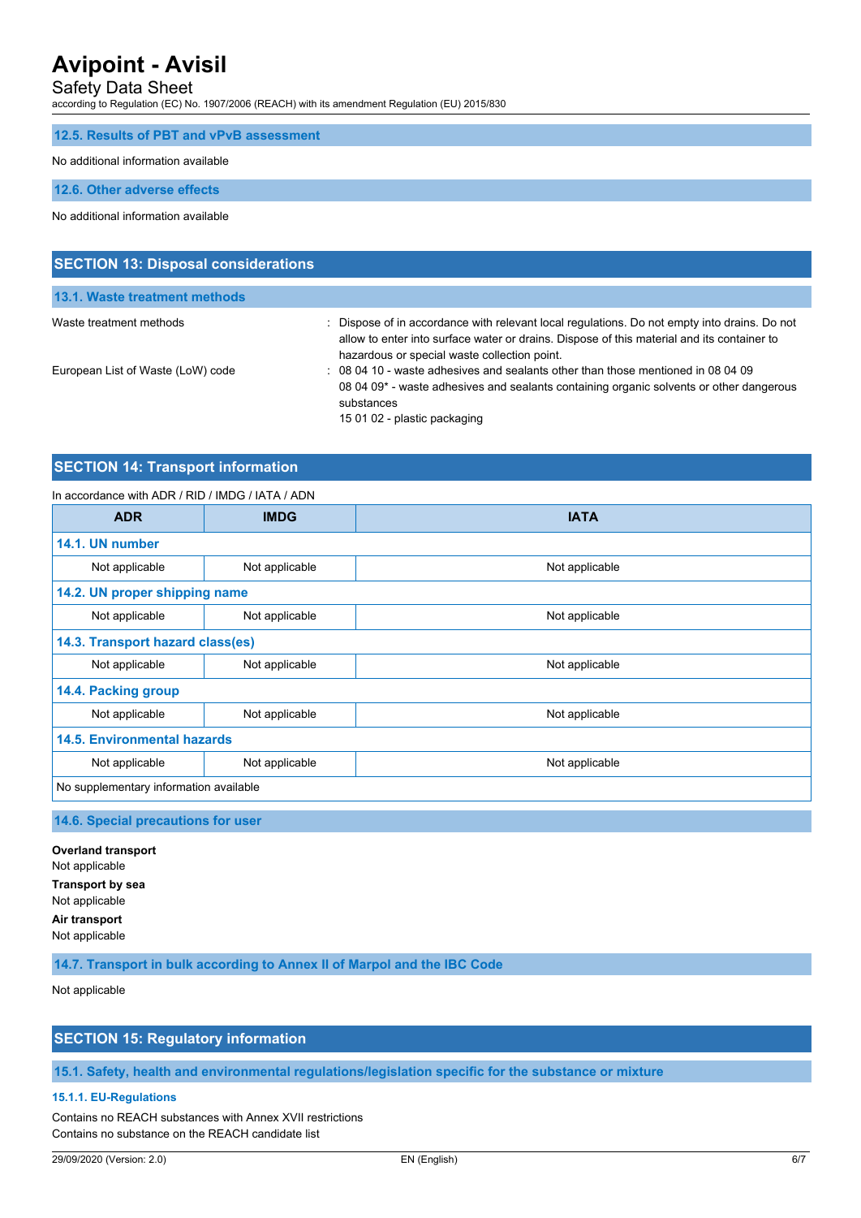### 12.5. Results of PBT and vPvB assessment

No additional information available

### 12.6. Other adverse effects

No additional information available

## SECTION 13: Disposal considerations

### 13.1. Waste treatment methods

Waste treatment methods : Dispose of in accordance with relevant local regulations. Do not empty into drains. Do not allow to enter into surface water or drains. Dispose of this material and its container to hazardous or special waste collection point.

European List of Waste (LoW) code : 08 04 10 - waste adhesives and sealants other than those mentioned in 08 04 09
08 04 09* - waste adhesives and sealants containing organic solvents or other dangerous substances
15 01 02 - plastic packaging

## SECTION 14: Transport information

In accordance with ADR / RID / IMDG / IATA / ADN

| ADR | IMDG | IATA |
|---|---|---|
| **14.1. UN number** | | |
| Not applicable | Not applicable | Not applicable |
| **14.2. UN proper shipping name** | | |
| Not applicable | Not applicable | Not applicable |
| **14.3. Transport hazard class(es)** | | |
| Not applicable | Not applicable | Not applicable |
| **14.4. Packing group** | | |
| Not applicable | Not applicable | Not applicable |
| **14.5. Environmental hazards** | | |
| Not applicable | Not applicable | Not applicable |
| No supplementary information available | | |

### 14.6. Special precautions for user

**Overland transport**
Not applicable
**Transport by sea**
Not applicable
**Air transport**
Not applicable

### 14.7. Transport in bulk according to Annex II of Marpol and the IBC Code

Not applicable

## SECTION 15: Regulatory information

### 15.1. Safety, health and environmental regulations/legislation specific for the substance or mixture

#### 15.1.1. EU-Regulations

Contains no REACH substances with Annex XVII restrictions
Contains no substance on the REACH candidate list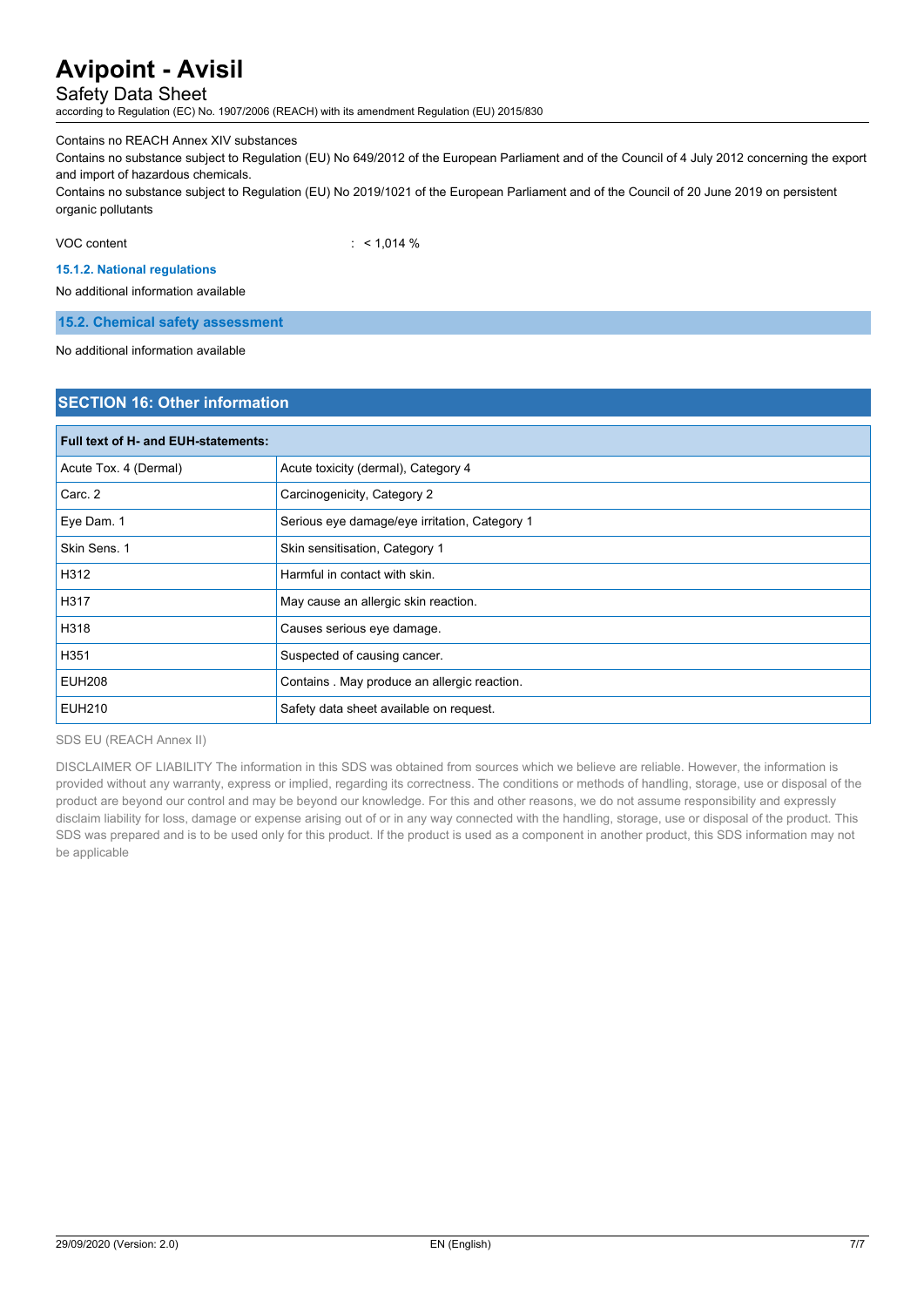Contains no REACH Annex XIV substances

Contains no substance subject to Regulation (EU) No 649/2012 of the European Parliament and of the Council of 4 July 2012 concerning the export and import of hazardous chemicals.

Contains no substance subject to Regulation (EU) No 2019/1021 of the European Parliament and of the Council of 20 June 2019 on persistent organic pollutants

VOC content : < 1,014 %

#### 15.1.2. National regulations

No additional information available

### 15.2. Chemical safety assessment

No additional information available

## SECTION 16: Other information

| Full text of H- and EUH-statements: | |
|---|---|
| Acute Tox. 4 (Dermal) | Acute toxicity (dermal), Category 4 |
| Carc. 2 | Carcinogenicity, Category 2 |
| Eye Dam. 1 | Serious eye damage/eye irritation, Category 1 |
| Skin Sens. 1 | Skin sensitisation, Category 1 |
| H312 | Harmful in contact with skin. |
| H317 | May cause an allergic skin reaction. |
| H318 | Causes serious eye damage. |
| H351 | Suspected of causing cancer. |
| EUH208 | Contains . May produce an allergic reaction. |
| EUH210 | Safety data sheet available on request. |

SDS EU (REACH Annex II)

DISCLAIMER OF LIABILITY The information in this SDS was obtained from sources which we believe are reliable. However, the information is provided without any warranty, express or implied, regarding its correctness. The conditions or methods of handling, storage, use or disposal of the product are beyond our control and may be beyond our knowledge. For this and other reasons, we do not assume responsibility and expressly disclaim liability for loss, damage or expense arising out of or in any way connected with the handling, storage, use or disposal of the product. This SDS was prepared and is to be used only for this product. If the product is used as a component in another product, this SDS information may not be applicable